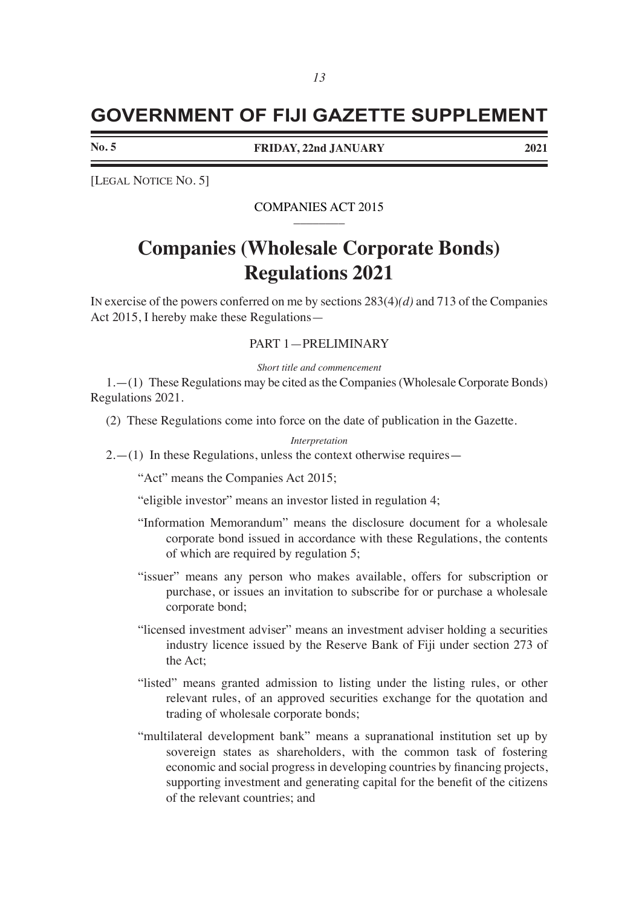# GOVERNMENT OF FIJI GAZETTE SUPPLEMENT

**No. 5** **FRIDAY, 22nd JANUARY** **2021**

[LEGAL NOTICE NO. 5]

COMPANIES ACT 2015

# Companies (Wholesale Corporate Bonds) Regulations 2021

IN exercise of the powers conferred on me by sections 283(4)*(d)* and 713 of the Companies Act 2015, I hereby make these Regulations—

## PART 1—PRELIMINARY

*Short title and commencement*

1.—(1) These Regulations may be cited as the Companies (Wholesale Corporate Bonds) Regulations 2021.

(2) These Regulations come into force on the date of publication in the Gazette.

*Interpretation*

2.—(1) In these Regulations, unless the context otherwise requires—

"Act" means the Companies Act 2015;

"eligible investor" means an investor listed in regulation 4;

"Information Memorandum" means the disclosure document for a wholesale corporate bond issued in accordance with these Regulations, the contents of which are required by regulation 5;

"issuer" means any person who makes available, offers for subscription or purchase, or issues an invitation to subscribe for or purchase a wholesale corporate bond;

"licensed investment adviser" means an investment adviser holding a securities industry licence issued by the Reserve Bank of Fiji under section 273 of the Act;

"listed" means granted admission to listing under the listing rules, or other relevant rules, of an approved securities exchange for the quotation and trading of wholesale corporate bonds;

"multilateral development bank" means a supranational institution set up by sovereign states as shareholders, with the common task of fostering economic and social progress in developing countries by financing projects, supporting investment and generating capital for the benefit of the citizens of the relevant countries; and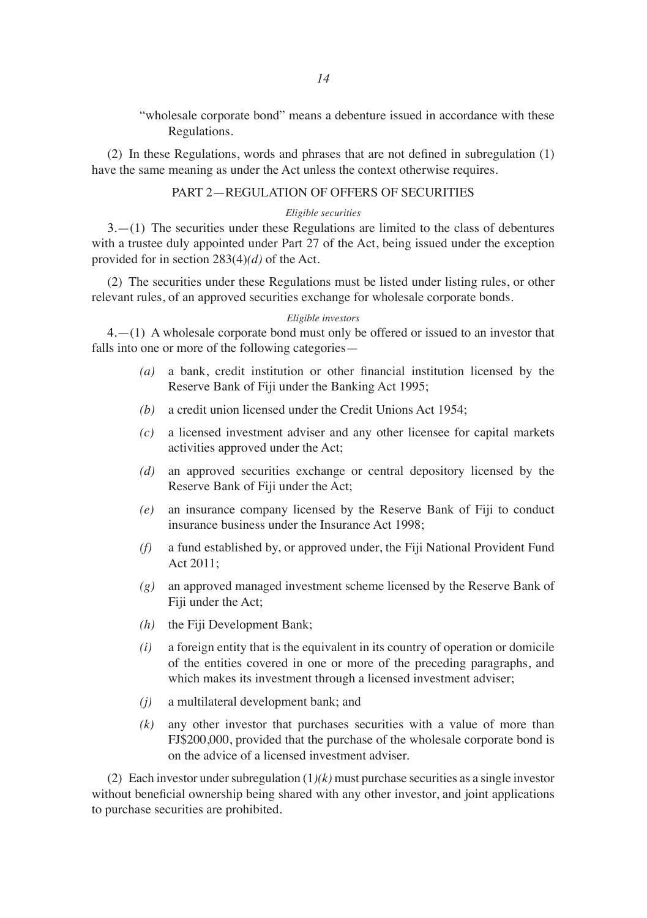"wholesale corporate bond" means a debenture issued in accordance with these Regulations.

(2) In these Regulations, words and phrases that are not defined in subregulation (1) have the same meaning as under the Act unless the context otherwise requires.

## PART 2—REGULATION OF OFFERS OF SECURITIES

*Eligible securities*

3.—(1) The securities under these Regulations are limited to the class of debentures with a trustee duly appointed under Part 27 of the Act, being issued under the exception provided for in section 283(4)*(d)* of the Act.

(2) The securities under these Regulations must be listed under listing rules, or other relevant rules, of an approved securities exchange for wholesale corporate bonds.

*Eligible investors*

4.—(1) A wholesale corporate bond must only be offered or issued to an investor that falls into one or more of the following categories—

*(a)* a bank, credit institution or other financial institution licensed by the Reserve Bank of Fiji under the Banking Act 1995;

*(b)* a credit union licensed under the Credit Unions Act 1954;

*(c)* a licensed investment adviser and any other licensee for capital markets activities approved under the Act;

*(d)* an approved securities exchange or central depository licensed by the Reserve Bank of Fiji under the Act;

*(e)* an insurance company licensed by the Reserve Bank of Fiji to conduct insurance business under the Insurance Act 1998;

*(f)* a fund established by, or approved under, the Fiji National Provident Fund Act 2011;

*(g)* an approved managed investment scheme licensed by the Reserve Bank of Fiji under the Act;

*(h)* the Fiji Development Bank;

*(i)* a foreign entity that is the equivalent in its country of operation or domicile of the entities covered in one or more of the preceding paragraphs, and which makes its investment through a licensed investment adviser;

*(j)* a multilateral development bank; and

*(k)* any other investor that purchases securities with a value of more than FJ$200,000, provided that the purchase of the wholesale corporate bond is on the advice of a licensed investment adviser.

(2) Each investor under subregulation (1)*(k)* must purchase securities as a single investor without beneficial ownership being shared with any other investor, and joint applications to purchase securities are prohibited.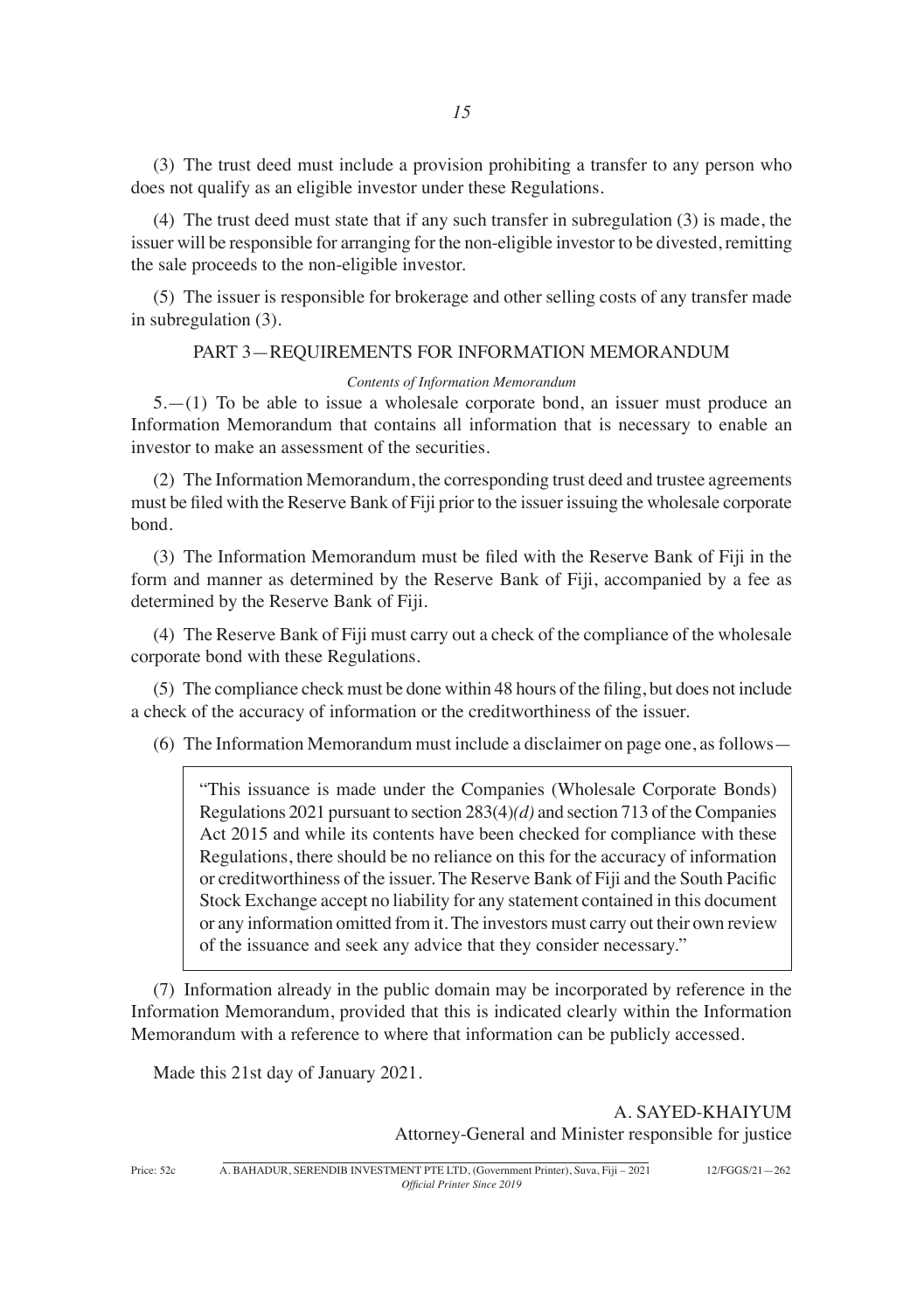(3) The trust deed must include a provision prohibiting a transfer to any person who does not qualify as an eligible investor under these Regulations.

(4) The trust deed must state that if any such transfer in subregulation (3) is made, the issuer will be responsible for arranging for the non-eligible investor to be divested, remitting the sale proceeds to the non-eligible investor.

(5) The issuer is responsible for brokerage and other selling costs of any transfer made in subregulation (3).

## PART 3—REQUIREMENTS FOR INFORMATION MEMORANDUM

*Contents of Information Memorandum*

5.—(1) To be able to issue a wholesale corporate bond, an issuer must produce an Information Memorandum that contains all information that is necessary to enable an investor to make an assessment of the securities.

(2) The Information Memorandum, the corresponding trust deed and trustee agreements must be filed with the Reserve Bank of Fiji prior to the issuer issuing the wholesale corporate bond.

(3) The Information Memorandum must be filed with the Reserve Bank of Fiji in the form and manner as determined by the Reserve Bank of Fiji, accompanied by a fee as determined by the Reserve Bank of Fiji.

(4) The Reserve Bank of Fiji must carry out a check of the compliance of the wholesale corporate bond with these Regulations.

(5) The compliance check must be done within 48 hours of the filing, but does not include a check of the accuracy of information or the creditworthiness of the issuer.

(6) The Information Memorandum must include a disclaimer on page one, as follows—

> "This issuance is made under the Companies (Wholesale Corporate Bonds) Regulations 2021 pursuant to section 283(4)*(d)* and section 713 of the Companies Act 2015 and while its contents have been checked for compliance with these Regulations, there should be no reliance on this for the accuracy of information or creditworthiness of the issuer. The Reserve Bank of Fiji and the South Pacific Stock Exchange accept no liability for any statement contained in this document or any information omitted from it. The investors must carry out their own review of the issuance and seek any advice that they consider necessary."

(7) Information already in the public domain may be incorporated by reference in the Information Memorandum, provided that this is indicated clearly within the Information Memorandum with a reference to where that information can be publicly accessed.

Made this 21st day of January 2021.

A. SAYED-KHAIYUM
Attorney-General and Minister responsible for justice

Price: 52c A. BAHADUR, SERENDIB INVESTMENT PTE LTD, (Government Printer), Suva, Fiji – 2021 12/FGGS/21—262
*Official Printer Since 2019*